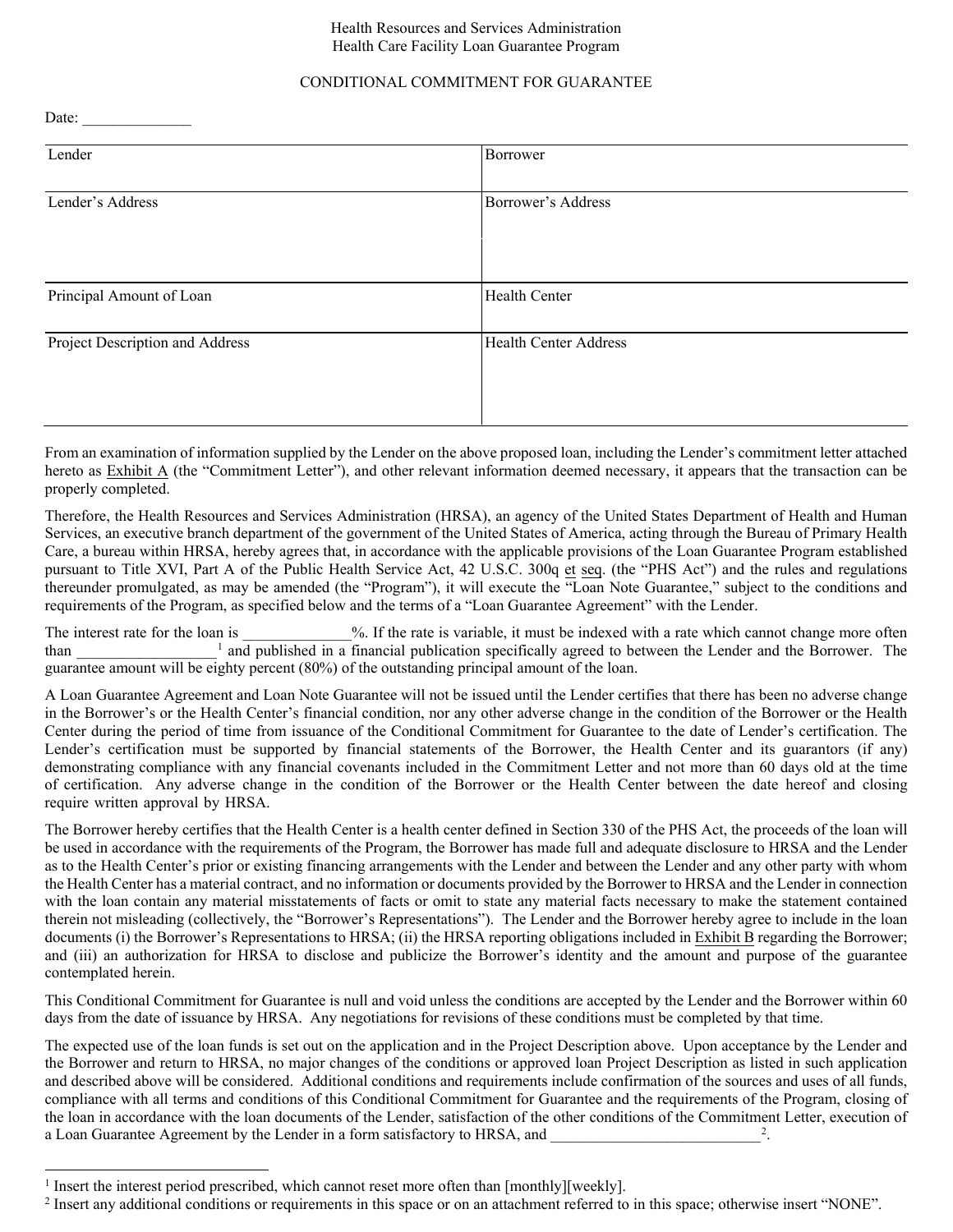Health Resources and Services Administration
Health Care Facility Loan Guarantee Program

# CONDITIONAL COMMITMENT FOR GUARANTEE

Date: ______________

| Lender | Borrower |
|---|---|
| Lender's Address | Borrower's Address |
| Principal Amount of Loan | Health Center |
| Project Description and Address | Health Center Address |

From an examination of information supplied by the Lender on the above proposed loan, including the Lender's commitment letter attached hereto as Exhibit A (the "Commitment Letter"), and other relevant information deemed necessary, it appears that the transaction can be properly completed.

Therefore, the Health Resources and Services Administration (HRSA), an agency of the United States Department of Health and Human Services, an executive branch department of the government of the United States of America, acting through the Bureau of Primary Health Care, a bureau within HRSA, hereby agrees that, in accordance with the applicable provisions of the Loan Guarantee Program established pursuant to Title XVI, Part A of the Public Health Service Act, 42 U.S.C. 300q et seq. (the "PHS Act") and the rules and regulations thereunder promulgated, as may be amended (the "Program"), it will execute the "Loan Note Guarantee," subject to the conditions and requirements of the Program, as specified below and the terms of a "Loan Guarantee Agreement" with the Lender.

The interest rate for the loan is ______________%. If the rate is variable, it must be indexed with a rate which cannot change more often than __________________[1] and published in a financial publication specifically agreed to between the Lender and the Borrower. The guarantee amount will be eighty percent (80%) of the outstanding principal amount of the loan.

A Loan Guarantee Agreement and Loan Note Guarantee will not be issued until the Lender certifies that there has been no adverse change in the Borrower's or the Health Center's financial condition, nor any other adverse change in the condition of the Borrower or the Health Center during the period of time from issuance of the Conditional Commitment for Guarantee to the date of Lender's certification. The Lender's certification must be supported by financial statements of the Borrower, the Health Center and its guarantors (if any) demonstrating compliance with any financial covenants included in the Commitment Letter and not more than 60 days old at the time of certification. Any adverse change in the condition of the Borrower or the Health Center between the date hereof and closing require written approval by HRSA.

The Borrower hereby certifies that the Health Center is a health center defined in Section 330 of the PHS Act, the proceeds of the loan will be used in accordance with the requirements of the Program, the Borrower has made full and adequate disclosure to HRSA and the Lender as to the Health Center's prior or existing financing arrangements with the Lender and between the Lender and any other party with whom the Health Center has a material contract, and no information or documents provided by the Borrower to HRSA and the Lender in connection with the loan contain any material misstatements of facts or omit to state any material facts necessary to make the statement contained therein not misleading (collectively, the "Borrower's Representations"). The Lender and the Borrower hereby agree to include in the loan documents (i) the Borrower's Representations to HRSA; (ii) the HRSA reporting obligations included in Exhibit B regarding the Borrower; and (iii) an authorization for HRSA to disclose and publicize the Borrower's identity and the amount and purpose of the guarantee contemplated herein.

This Conditional Commitment for Guarantee is null and void unless the conditions are accepted by the Lender and the Borrower within 60 days from the date of issuance by HRSA. Any negotiations for revisions of these conditions must be completed by that time.

The expected use of the loan funds is set out on the application and in the Project Description above. Upon acceptance by the Lender and the Borrower and return to HRSA, no major changes of the conditions or approved loan Project Description as listed in such application and described above will be considered. Additional conditions and requirements include confirmation of the sources and uses of all funds, compliance with all terms and conditions of this Conditional Commitment for Guarantee and the requirements of the Program, closing of the loan in accordance with the loan documents of the Lender, satisfaction of the other conditions of the Commitment Letter, execution of a Loan Guarantee Agreement by the Lender in a form satisfactory to HRSA, and ___________________________[2].

---

[1] Insert the interest period prescribed, which cannot reset more often than [monthly][weekly].

[2] Insert any additional conditions or requirements in this space or on an attachment referred to in this space; otherwise insert "NONE".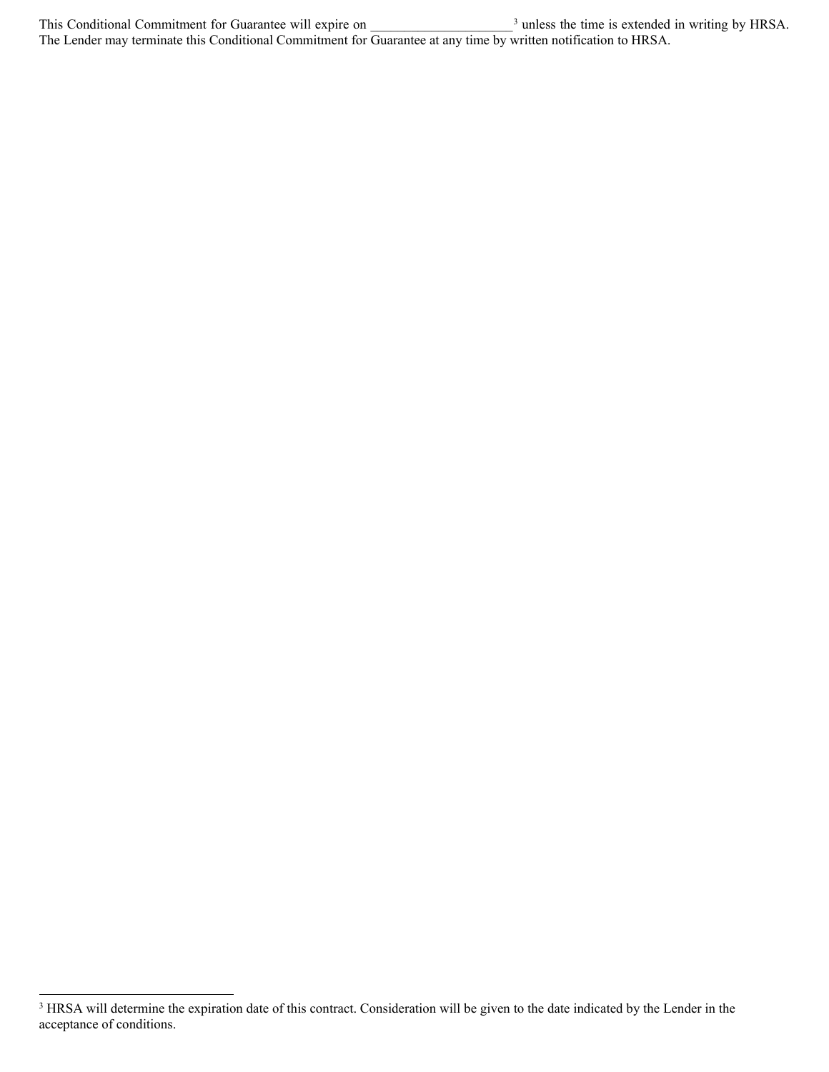This Conditional Commitment for Guarantee will expire on ____________________[3] unless the time is extended in writing by HRSA. The Lender may terminate this Conditional Commitment for Guarantee at any time by written notification to HRSA.

---

[3] HRSA will determine the expiration date of this contract. Consideration will be given to the date indicated by the Lender in the acceptance of conditions.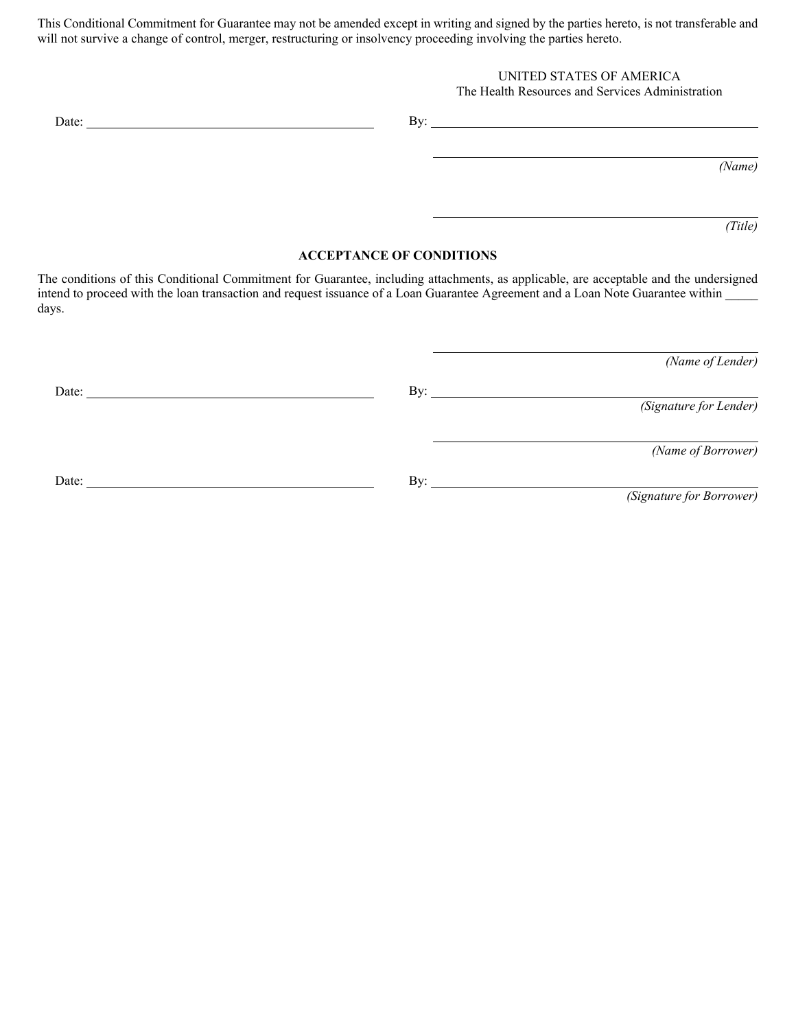This Conditional Commitment for Guarantee may not be amended except in writing and signed by the parties hereto, is not transferable and will not survive a change of control, merger, restructuring or insolvency proceeding involving the parties hereto.

UNITED STATES OF AMERICA
The Health Resources and Services Administration

Date: ______________________________ By: ______________________________

______________________________
*(Name)*

______________________________
*(Title)*

**ACCEPTANCE OF CONDITIONS**

The conditions of this Conditional Commitment for Guarantee, including attachments, as applicable, are acceptable and the undersigned intend to proceed with the loan transaction and request issuance of a Loan Guarantee Agreement and a Loan Note Guarantee within _____ days.

______________________________
*(Name of Lender)*

Date: ______________________________ By: ______________________________
*(Signature for Lender)*

______________________________
*(Name of Borrower)*

Date: ______________________________ By: ______________________________
*(Signature for Borrower)*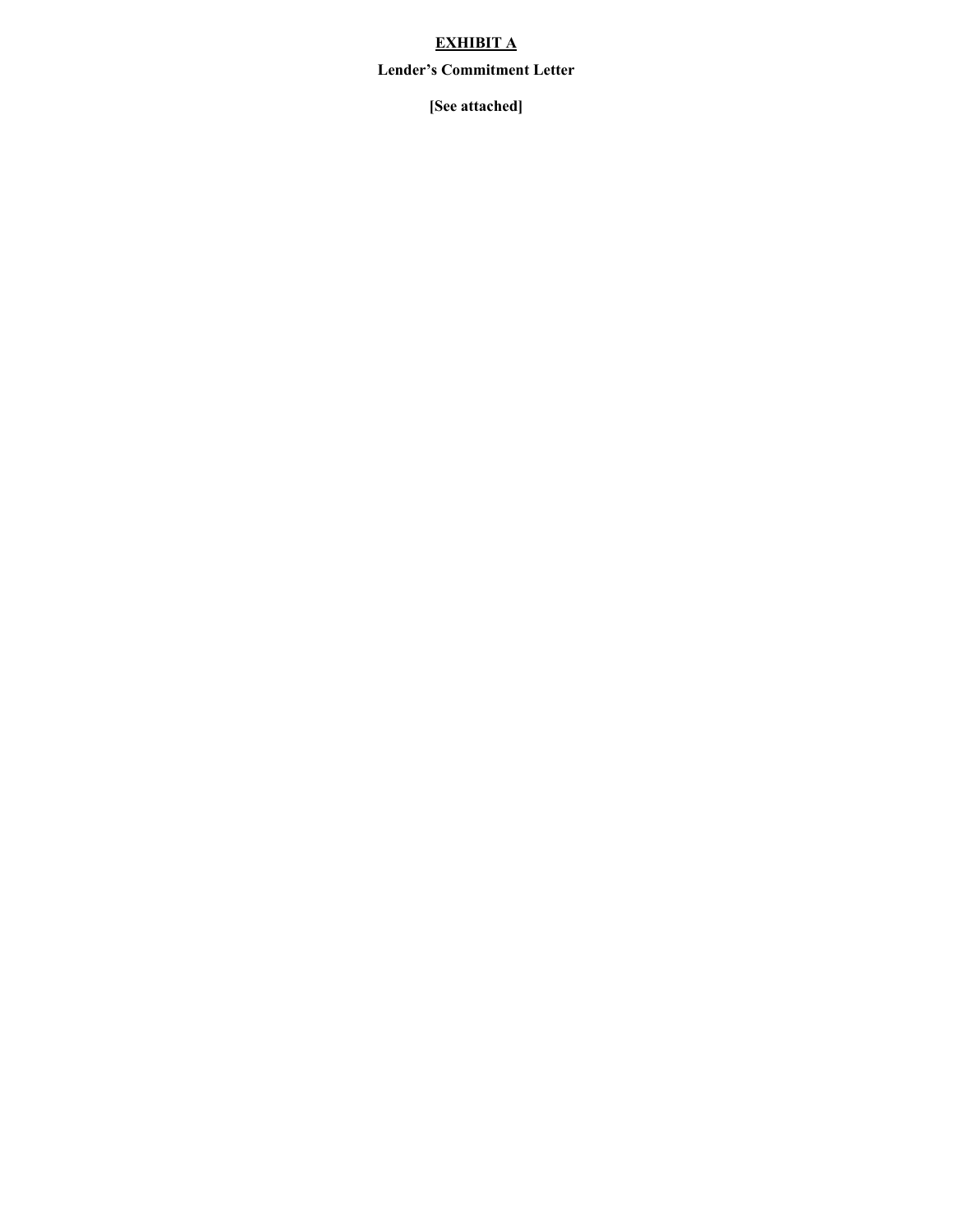**<u>EXHIBIT A</u>**

**Lender's Commitment Letter**

**[See attached]**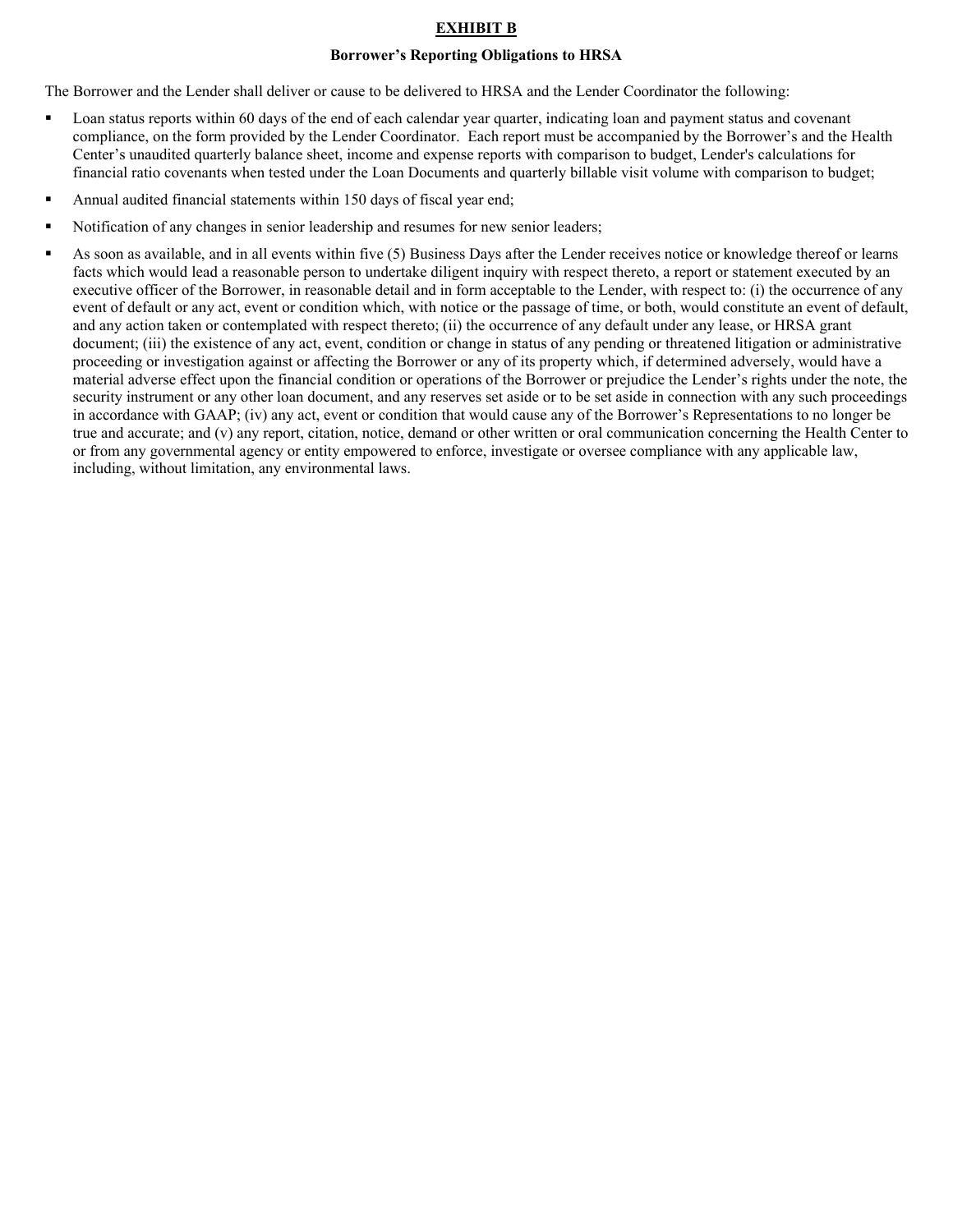**EXHIBIT B**

**Borrower's Reporting Obligations to HRSA**

The Borrower and the Lender shall deliver or cause to be delivered to HRSA and the Lender Coordinator the following:

- Loan status reports within 60 days of the end of each calendar year quarter, indicating loan and payment status and covenant compliance, on the form provided by the Lender Coordinator. Each report must be accompanied by the Borrower's and the Health Center's unaudited quarterly balance sheet, income and expense reports with comparison to budget, Lender's calculations for financial ratio covenants when tested under the Loan Documents and quarterly billable visit volume with comparison to budget;
- Annual audited financial statements within 150 days of fiscal year end;
- Notification of any changes in senior leadership and resumes for new senior leaders;
- As soon as available, and in all events within five (5) Business Days after the Lender receives notice or knowledge thereof or learns facts which would lead a reasonable person to undertake diligent inquiry with respect thereto, a report or statement executed by an executive officer of the Borrower, in reasonable detail and in form acceptable to the Lender, with respect to: (i) the occurrence of any event of default or any act, event or condition which, with notice or the passage of time, or both, would constitute an event of default, and any action taken or contemplated with respect thereto; (ii) the occurrence of any default under any lease, or HRSA grant document; (iii) the existence of any act, event, condition or change in status of any pending or threatened litigation or administrative proceeding or investigation against or affecting the Borrower or any of its property which, if determined adversely, would have a material adverse effect upon the financial condition or operations of the Borrower or prejudice the Lender's rights under the note, the security instrument or any other loan document, and any reserves set aside or to be set aside in connection with any such proceedings in accordance with GAAP; (iv) any act, event or condition that would cause any of the Borrower's Representations to no longer be true and accurate; and (v) any report, citation, notice, demand or other written or oral communication concerning the Health Center to or from any governmental agency or entity empowered to enforce, investigate or oversee compliance with any applicable law, including, without limitation, any environmental laws.